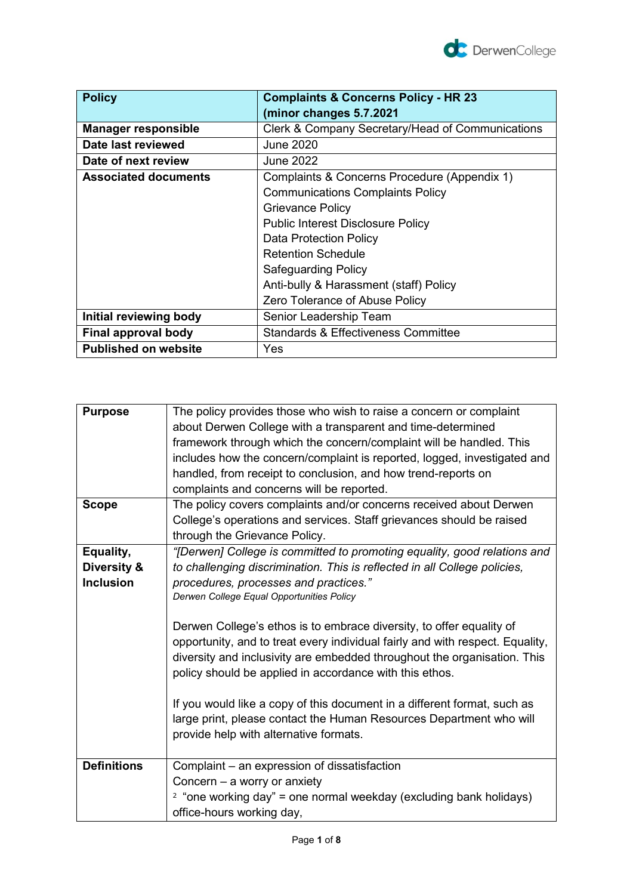| Policy | Complaints & Concerns Policy - HR 23 (minor changes 5.7.2021) |
|---|---|
| Manager responsible | Clerk & Company Secretary/Head of Communications |
| Date last reviewed | June 2020 |
| Date of next review | June 2022 |
| Associated documents | Complaints & Concerns Procedure (Appendix 1)<br>Communications Complaints Policy<br>Grievance Policy<br>Public Interest Disclosure Policy<br>Data Protection Policy<br>Retention Schedule<br>Safeguarding Policy<br>Anti-bully & Harassment (staff) Policy<br>Zero Tolerance of Abuse Policy |
| Initial reviewing body | Senior Leadership Team |
| Final approval body | Standards & Effectiveness Committee |
| Published on website | Yes |

| Purpose | The policy provides those who wish to raise a concern or complaint about Derwen College with a transparent and time-determined framework through which the concern/complaint will be handled. This includes how the concern/complaint is reported, logged, investigated and handled, from receipt to conclusion, and how trend-reports on complaints and concerns will be reported. |
|---|---|
| Scope | The policy covers complaints and/or concerns received about Derwen College's operations and services. Staff grievances should be raised through the Grievance Policy. |
| Equality, Diversity & Inclusion | *"[Derwen] College is committed to promoting equality, good relations and to challenging discrimination. This is reflected in all College policies, procedures, processes and practices."*<br>*Derwen College Equal Opportunities Policy*<br><br>Derwen College's ethos is to embrace diversity, to offer equality of opportunity, and to treat every individual fairly and with respect. Equality, diversity and inclusivity are embedded throughout the organisation. This policy should be applied in accordance with this ethos.<br><br>If you would like a copy of this document in a different format, such as large print, please contact the Human Resources Department who will provide help with alternative formats. |
| Definitions | Complaint – an expression of dissatisfaction<br>Concern – a worry or anxiety<br>[2] "one working day" = one normal weekday (excluding bank holidays) office-hours working day, |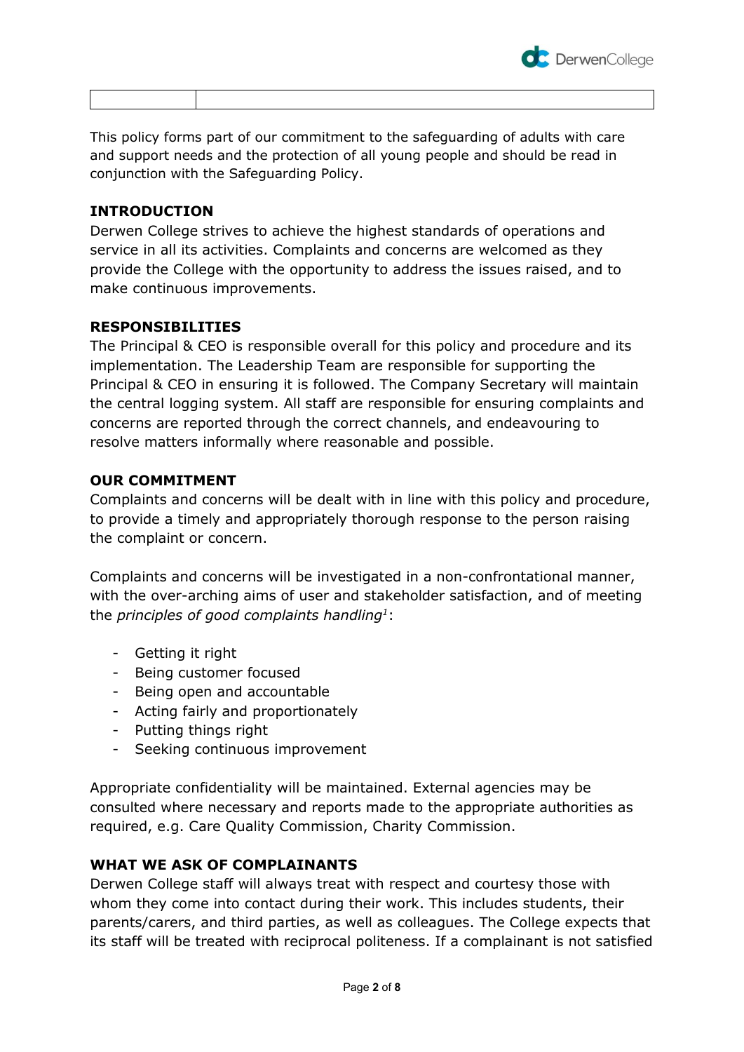This policy forms part of our commitment to the safeguarding of adults with care and support needs and the protection of all young people and should be read in conjunction with the Safeguarding Policy.

## INTRODUCTION

Derwen College strives to achieve the highest standards of operations and service in all its activities. Complaints and concerns are welcomed as they provide the College with the opportunity to address the issues raised, and to make continuous improvements.

## RESPONSIBILITIES

The Principal & CEO is responsible overall for this policy and procedure and its implementation. The Leadership Team are responsible for supporting the Principal & CEO in ensuring it is followed. The Company Secretary will maintain the central logging system. All staff are responsible for ensuring complaints and concerns are reported through the correct channels, and endeavouring to resolve matters informally where reasonable and possible.

## OUR COMMITMENT

Complaints and concerns will be dealt with in line with this policy and procedure, to provide a timely and appropriately thorough response to the person raising the complaint or concern.

Complaints and concerns will be investigated in a non-confrontational manner, with the over-arching aims of user and stakeholder satisfaction, and of meeting the *principles of good complaints handling*[1]:

- Getting it right
- Being customer focused
- Being open and accountable
- Acting fairly and proportionately
- Putting things right
- Seeking continuous improvement

Appropriate confidentiality will be maintained. External agencies may be consulted where necessary and reports made to the appropriate authorities as required, e.g. Care Quality Commission, Charity Commission.

## WHAT WE ASK OF COMPLAINANTS

Derwen College staff will always treat with respect and courtesy those with whom they come into contact during their work. This includes students, their parents/carers, and third parties, as well as colleagues. The College expects that its staff will be treated with reciprocal politeness. If a complainant is not satisfied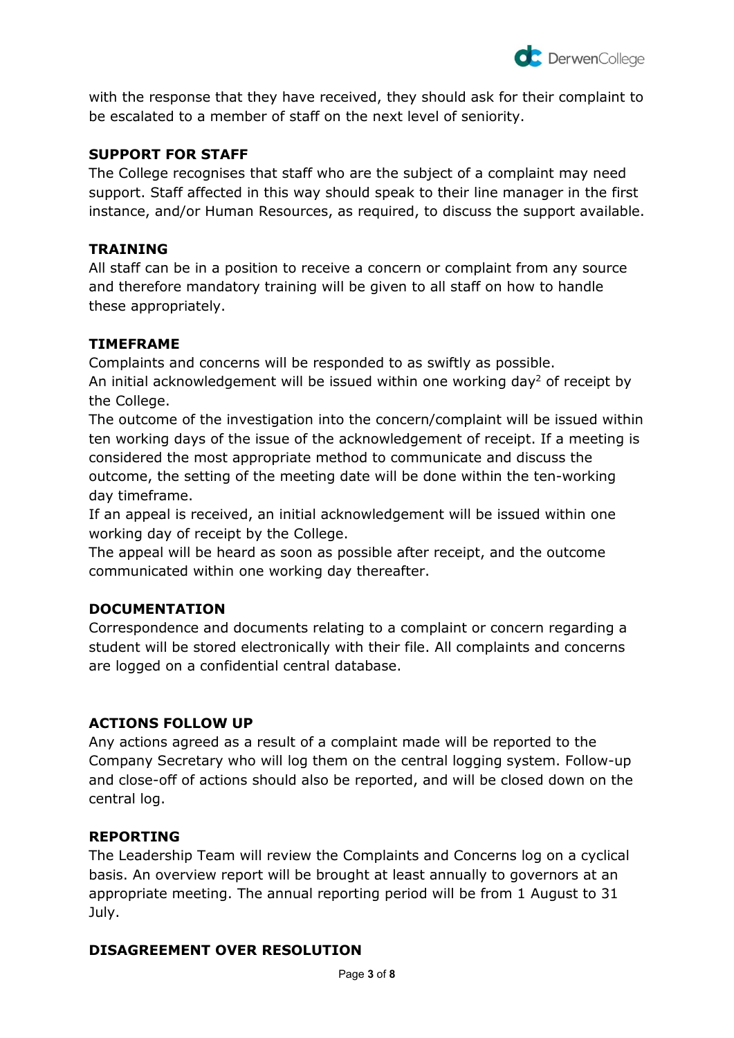with the response that they have received, they should ask for their complaint to be escalated to a member of staff on the next level of seniority.

**SUPPORT FOR STAFF**

The College recognises that staff who are the subject of a complaint may need support. Staff affected in this way should speak to their line manager in the first instance, and/or Human Resources, as required, to discuss the support available.

**TRAINING**

All staff can be in a position to receive a concern or complaint from any source and therefore mandatory training will be given to all staff on how to handle these appropriately.

**TIMEFRAME**

Complaints and concerns will be responded to as swiftly as possible.

An initial acknowledgement will be issued within one working day[2] of receipt by the College.

The outcome of the investigation into the concern/complaint will be issued within ten working days of the issue of the acknowledgement of receipt. If a meeting is considered the most appropriate method to communicate and discuss the outcome, the setting of the meeting date will be done within the ten-working day timeframe.

If an appeal is received, an initial acknowledgement will be issued within one working day of receipt by the College.

The appeal will be heard as soon as possible after receipt, and the outcome communicated within one working day thereafter.

**DOCUMENTATION**

Correspondence and documents relating to a complaint or concern regarding a student will be stored electronically with their file. All complaints and concerns are logged on a confidential central database.

**ACTIONS FOLLOW UP**

Any actions agreed as a result of a complaint made will be reported to the Company Secretary who will log them on the central logging system. Follow-up and close-off of actions should also be reported, and will be closed down on the central log.

**REPORTING**

The Leadership Team will review the Complaints and Concerns log on a cyclical basis. An overview report will be brought at least annually to governors at an appropriate meeting. The annual reporting period will be from 1 August to 31 July.

**DISAGREEMENT OVER RESOLUTION**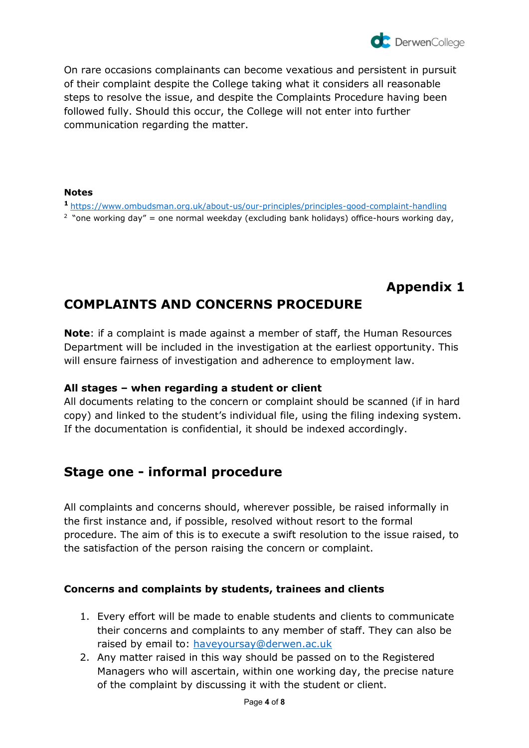On rare occasions complainants can become vexatious and persistent in pursuit of their complaint despite the College taking what it considers all reasonable steps to resolve the issue, and despite the Complaints Procedure having been followed fully. Should this occur, the College will not enter into further communication regarding the matter.

**Notes**

[1] https://www.ombudsman.org.uk/about-us/our-principles/principles-good-complaint-handling

[2] "one working day" = one normal weekday (excluding bank holidays) office-hours working day,

**Appendix 1**

# COMPLAINTS AND CONCERNS PROCEDURE

**Note**: if a complaint is made against a member of staff, the Human Resources Department will be included in the investigation at the earliest opportunity. This will ensure fairness of investigation and adherence to employment law.

**All stages – when regarding a student or client**

All documents relating to the concern or complaint should be scanned (if in hard copy) and linked to the student's individual file, using the filing indexing system. If the documentation is confidential, it should be indexed accordingly.

## Stage one - informal procedure

All complaints and concerns should, wherever possible, be raised informally in the first instance and, if possible, resolved without resort to the formal procedure. The aim of this is to execute a swift resolution to the issue raised, to the satisfaction of the person raising the concern or complaint.

**Concerns and complaints by students, trainees and clients**

1. Every effort will be made to enable students and clients to communicate their concerns and complaints to any member of staff. They can also be raised by email to: haveyoursay@derwen.ac.uk
2. Any matter raised in this way should be passed on to the Registered Managers who will ascertain, within one working day, the precise nature of the complaint by discussing it with the student or client.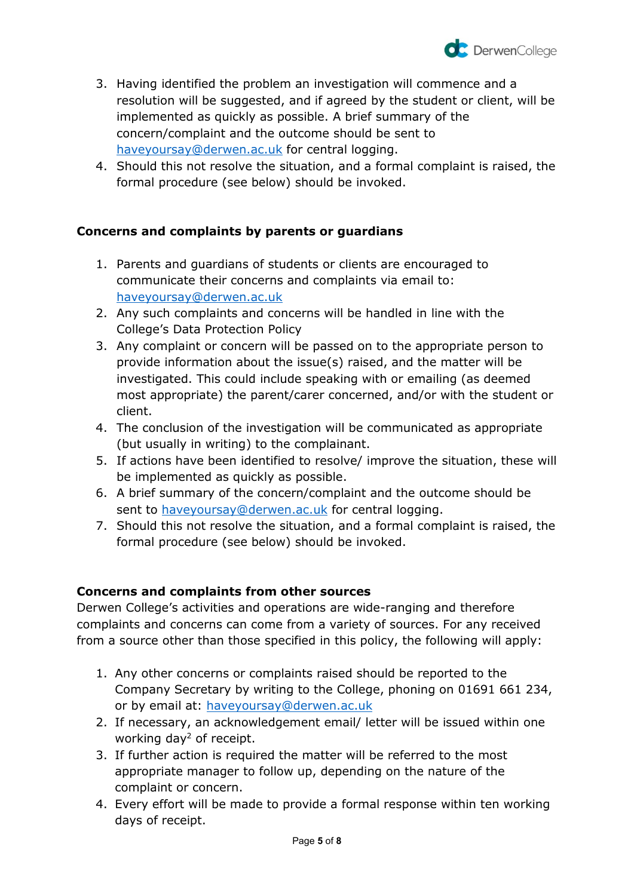3. Having identified the problem an investigation will commence and a resolution will be suggested, and if agreed by the student or client, will be implemented as quickly as possible. A brief summary of the concern/complaint and the outcome should be sent to haveyoursay@derwen.ac.uk for central logging.
4. Should this not resolve the situation, and a formal complaint is raised, the formal procedure (see below) should be invoked.

**Concerns and complaints by parents or guardians**

1. Parents and guardians of students or clients are encouraged to communicate their concerns and complaints via email to: haveyoursay@derwen.ac.uk
2. Any such complaints and concerns will be handled in line with the College's Data Protection Policy
3. Any complaint or concern will be passed on to the appropriate person to provide information about the issue(s) raised, and the matter will be investigated. This could include speaking with or emailing (as deemed most appropriate) the parent/carer concerned, and/or with the student or client.
4. The conclusion of the investigation will be communicated as appropriate (but usually in writing) to the complainant.
5. If actions have been identified to resolve/ improve the situation, these will be implemented as quickly as possible.
6. A brief summary of the concern/complaint and the outcome should be sent to haveyoursay@derwen.ac.uk for central logging.
7. Should this not resolve the situation, and a formal complaint is raised, the formal procedure (see below) should be invoked.

**Concerns and complaints from other sources**

Derwen College's activities and operations are wide-ranging and therefore complaints and concerns can come from a variety of sources. For any received from a source other than those specified in this policy, the following will apply:

1. Any other concerns or complaints raised should be reported to the Company Secretary by writing to the College, phoning on 01691 661 234, or by email at: haveyoursay@derwen.ac.uk
2. If necessary, an acknowledgement email/ letter will be issued within one working day[2] of receipt.
3. If further action is required the matter will be referred to the most appropriate manager to follow up, depending on the nature of the complaint or concern.
4. Every effort will be made to provide a formal response within ten working days of receipt.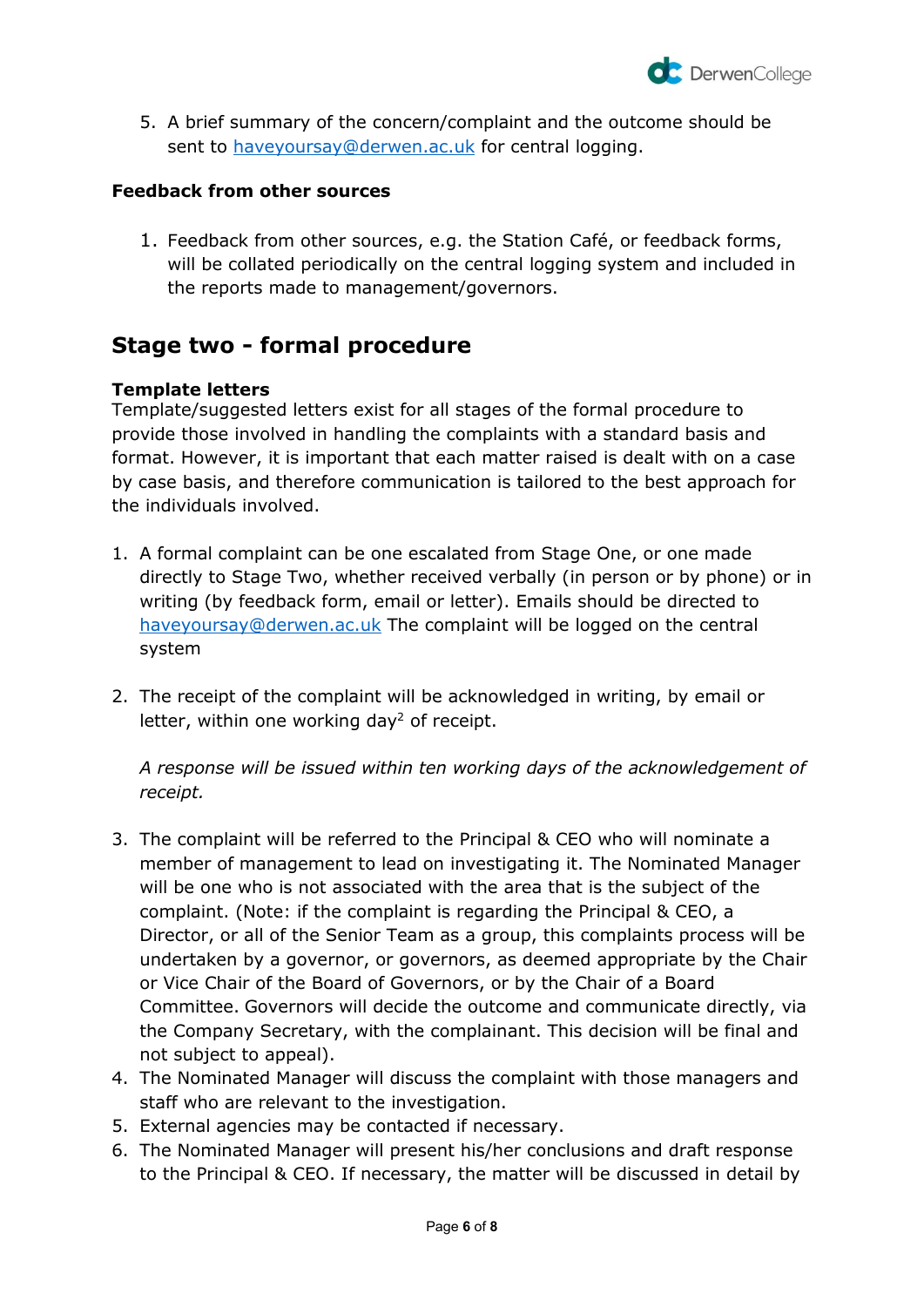5. A brief summary of the concern/complaint and the outcome should be sent to haveyoursay@derwen.ac.uk for central logging.

**Feedback from other sources**

1. Feedback from other sources, e.g. the Station Café, or feedback forms, will be collated periodically on the central logging system and included in the reports made to management/governors.

## Stage two - formal procedure

**Template letters**
Template/suggested letters exist for all stages of the formal procedure to provide those involved in handling the complaints with a standard basis and format. However, it is important that each matter raised is dealt with on a case by case basis, and therefore communication is tailored to the best approach for the individuals involved.

1. A formal complaint can be one escalated from Stage One, or one made directly to Stage Two, whether received verbally (in person or by phone) or in writing (by feedback form, email or letter). Emails should be directed to haveyoursay@derwen.ac.uk The complaint will be logged on the central system

2. The receipt of the complaint will be acknowledged in writing, by email or letter, within one working day[2] of receipt.

   *A response will be issued within ten working days of the acknowledgement of receipt.*

3. The complaint will be referred to the Principal & CEO who will nominate a member of management to lead on investigating it. The Nominated Manager will be one who is not associated with the area that is the subject of the complaint. (Note: if the complaint is regarding the Principal & CEO, a Director, or all of the Senior Team as a group, this complaints process will be undertaken by a governor, or governors, as deemed appropriate by the Chair or Vice Chair of the Board of Governors, or by the Chair of a Board Committee. Governors will decide the outcome and communicate directly, via the Company Secretary, with the complainant. This decision will be final and not subject to appeal).
4. The Nominated Manager will discuss the complaint with those managers and staff who are relevant to the investigation.
5. External agencies may be contacted if necessary.
6. The Nominated Manager will present his/her conclusions and draft response to the Principal & CEO. If necessary, the matter will be discussed in detail by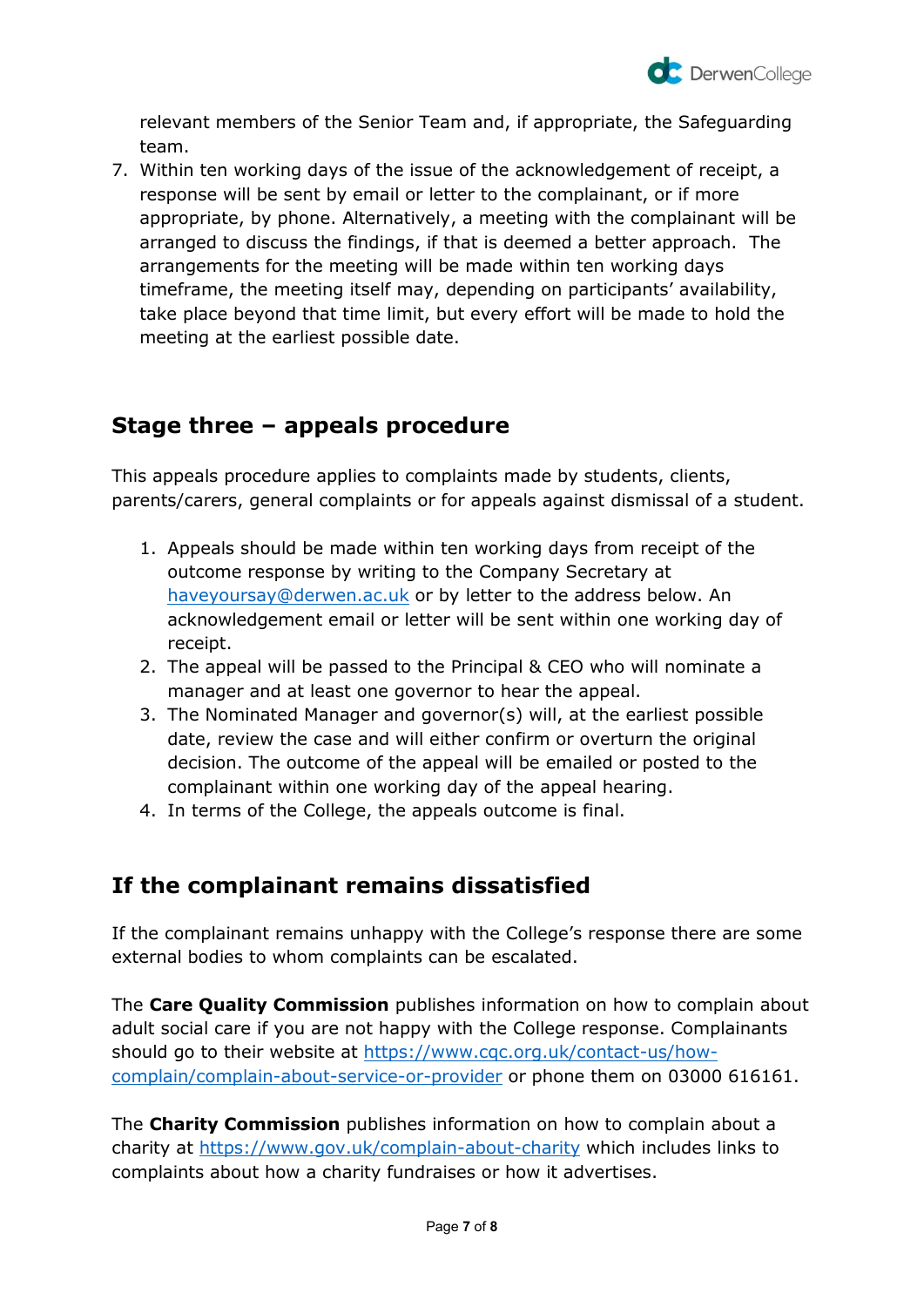relevant members of the Senior Team and, if appropriate, the Safeguarding team.

7. Within ten working days of the issue of the acknowledgement of receipt, a response will be sent by email or letter to the complainant, or if more appropriate, by phone. Alternatively, a meeting with the complainant will be arranged to discuss the findings, if that is deemed a better approach. The arrangements for the meeting will be made within ten working days timeframe, the meeting itself may, depending on participants' availability, take place beyond that time limit, but every effort will be made to hold the meeting at the earliest possible date.

## Stage three – appeals procedure

This appeals procedure applies to complaints made by students, clients, parents/carers, general complaints or for appeals against dismissal of a student.

1. Appeals should be made within ten working days from receipt of the outcome response by writing to the Company Secretary at haveyoursay@derwen.ac.uk or by letter to the address below. An acknowledgement email or letter will be sent within one working day of receipt.
2. The appeal will be passed to the Principal & CEO who will nominate a manager and at least one governor to hear the appeal.
3. The Nominated Manager and governor(s) will, at the earliest possible date, review the case and will either confirm or overturn the original decision. The outcome of the appeal will be emailed or posted to the complainant within one working day of the appeal hearing.
4. In terms of the College, the appeals outcome is final.

## If the complainant remains dissatisfied

If the complainant remains unhappy with the College's response there are some external bodies to whom complaints can be escalated.

The **Care Quality Commission** publishes information on how to complain about adult social care if you are not happy with the College response. Complainants should go to their website at https://www.cqc.org.uk/contact-us/how-complain/complain-about-service-or-provider or phone them on 03000 616161.

The **Charity Commission** publishes information on how to complain about a charity at https://www.gov.uk/complain-about-charity which includes links to complaints about how a charity fundraises or how it advertises.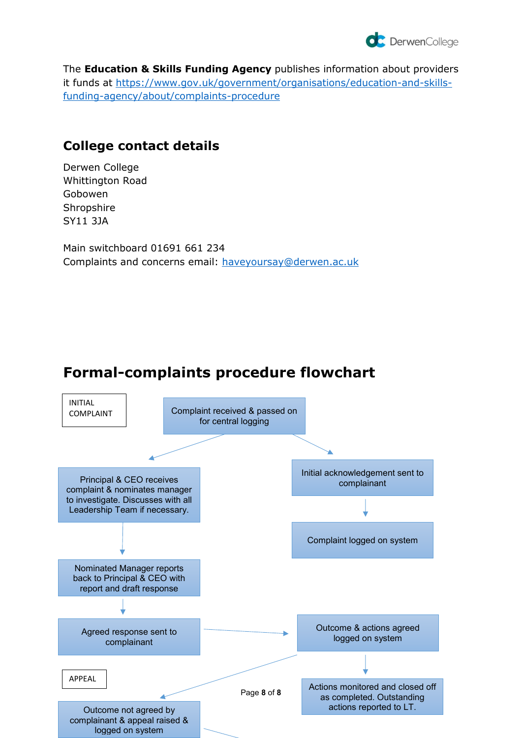The **Education & Skills Funding Agency** publishes information about providers it funds at https://www.gov.uk/government/organisations/education-and-skills-funding-agency/about/complaints-procedure

## College contact details

Derwen College
Whittington Road
Gobowen
Shropshire
SY11 3JA

Main switchboard 01691 661 234
Complaints and concerns email: haveyoursay@derwen.ac.uk

# Formal-complaints procedure flowchart

INITIAL COMPLAINT

Complaint received & passed on for central logging

Principal & CEO receives complaint & nominates manager to investigate. Discusses with all Leadership Team if necessary.

Initial acknowledgement sent to complainant

Complaint logged on system

Nominated Manager reports back to Principal & CEO with report and draft response

Agreed response sent to complainant

Outcome & actions agreed logged on system

Actions monitored and closed off as completed. Outstanding actions reported to LT.

APPEAL

Outcome not agreed by complainant & appeal raised & logged on system